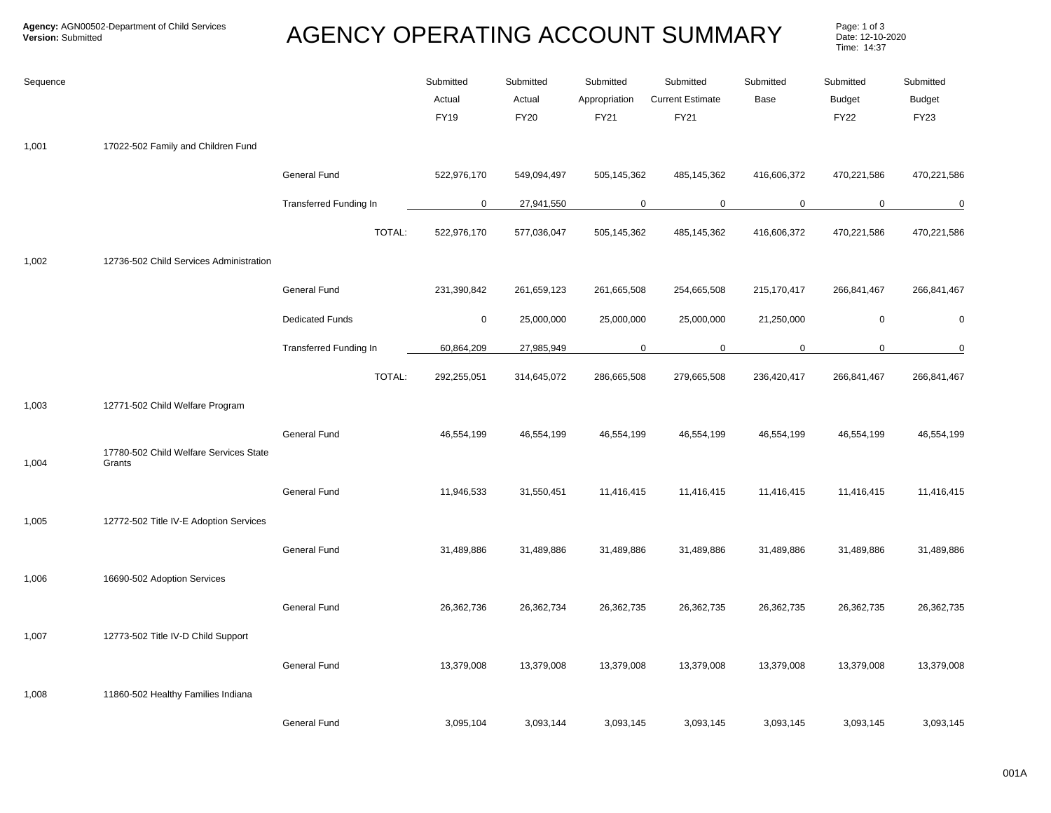**Agency:** AGN00502-Department of Child Services
**Version:** Submitted

# AGENCY OPERATING ACCOUNT SUMMARY

Date: 12-10-2020
Time: 14:37

| Sequence | | | Submitted Actual FY19 | Submitted Actual FY20 | Submitted Appropriation FY21 | Submitted Current Estimate FY21 | Submitted Base | Submitted Budget FY22 | Submitted Budget FY23 |
|---|---|---|---|---|---|---|---|---|---|
| 1,001 | 17022-502 Family and Children Fund | | | | | | | | |
| | | General Fund | 522,976,170 | 549,094,497 | 505,145,362 | 485,145,362 | 416,606,372 | 470,221,586 | 470,221,586 |
| | | Transferred Funding In | 0 | 27,941,550 | 0 | 0 | 0 | 0 | 0 |
| | | TOTAL: | 522,976,170 | 577,036,047 | 505,145,362 | 485,145,362 | 416,606,372 | 470,221,586 | 470,221,586 |
| 1,002 | 12736-502 Child Services Administration | | | | | | | | |
| | | General Fund | 231,390,842 | 261,659,123 | 261,665,508 | 254,665,508 | 215,170,417 | 266,841,467 | 266,841,467 |
| | | Dedicated Funds | 0 | 25,000,000 | 25,000,000 | 25,000,000 | 21,250,000 | 0 | 0 |
| | | Transferred Funding In | 60,864,209 | 27,985,949 | 0 | 0 | 0 | 0 | 0 |
| | | TOTAL: | 292,255,051 | 314,645,072 | 286,665,508 | 279,665,508 | 236,420,417 | 266,841,467 | 266,841,467 |
| 1,003 | 12771-502 Child Welfare Program | | | | | | | | |
| | | General Fund | 46,554,199 | 46,554,199 | 46,554,199 | 46,554,199 | 46,554,199 | 46,554,199 | 46,554,199 |
| 1,004 | 17780-502 Child Welfare Services State Grants | | | | | | | | |
| | | General Fund | 11,946,533 | 31,550,451 | 11,416,415 | 11,416,415 | 11,416,415 | 11,416,415 | 11,416,415 |
| 1,005 | 12772-502 Title IV-E Adoption Services | | | | | | | | |
| | | General Fund | 31,489,886 | 31,489,886 | 31,489,886 | 31,489,886 | 31,489,886 | 31,489,886 | 31,489,886 |
| 1,006 | 16690-502 Adoption Services | | | | | | | | |
| | | General Fund | 26,362,736 | 26,362,734 | 26,362,735 | 26,362,735 | 26,362,735 | 26,362,735 | 26,362,735 |
| 1,007 | 12773-502 Title IV-D Child Support | | | | | | | | |
| | | General Fund | 13,379,008 | 13,379,008 | 13,379,008 | 13,379,008 | 13,379,008 | 13,379,008 | 13,379,008 |
| 1,008 | 11860-502 Healthy Families Indiana | | | | | | | | |
| | | General Fund | 3,095,104 | 3,093,144 | 3,093,145 | 3,093,145 | 3,093,145 | 3,093,145 | 3,093,145 |

001A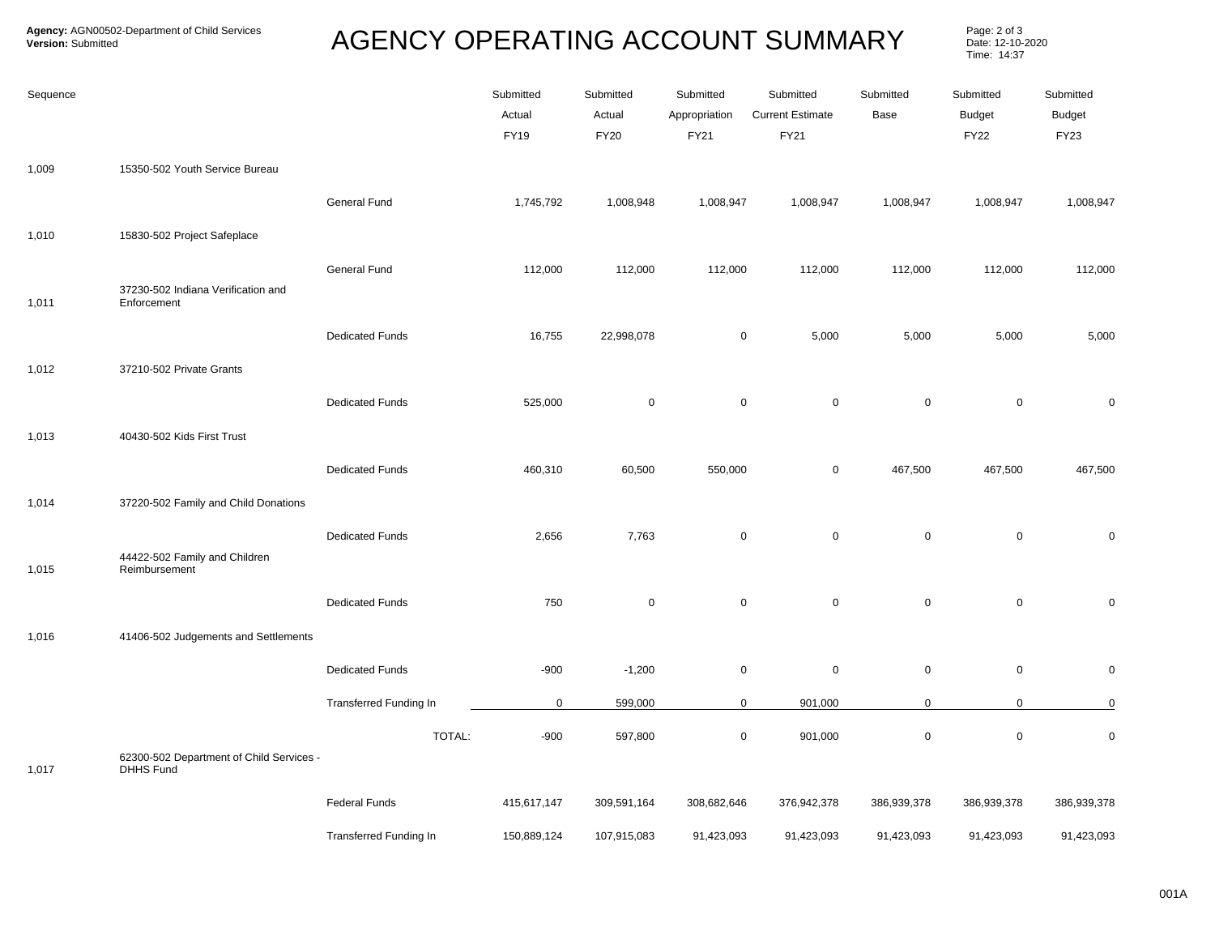**Agency:** AGN00502-Department of Child Services
**Version:** Submitted

# AGENCY OPERATING ACCOUNT SUMMARY

Date: 12-10-2020
Time: 14:37

| Sequence | | | Submitted Actual FY19 | Submitted Actual FY20 | Submitted Appropriation FY21 | Submitted Current Estimate FY21 | Submitted Base | Submitted Budget FY22 | Submitted Budget FY23 |
|---|---|---|---|---|---|---|---|---|---|
| 1,009 | 15350-502 Youth Service Bureau | | | | | | | | |
| | | General Fund | 1,745,792 | 1,008,948 | 1,008,947 | 1,008,947 | 1,008,947 | 1,008,947 | 1,008,947 |
| 1,010 | 15830-502 Project Safeplace | | | | | | | | |
| | | General Fund | 112,000 | 112,000 | 112,000 | 112,000 | 112,000 | 112,000 | 112,000 |
| 1,011 | 37230-502 Indiana Verification and Enforcement | | | | | | | | |
| | | Dedicated Funds | 16,755 | 22,998,078 | 0 | 5,000 | 5,000 | 5,000 | 5,000 |
| 1,012 | 37210-502 Private Grants | | | | | | | | |
| | | Dedicated Funds | 525,000 | 0 | 0 | 0 | 0 | 0 | 0 |
| 1,013 | 40430-502 Kids First Trust | | | | | | | | |
| | | Dedicated Funds | 460,310 | 60,500 | 550,000 | 0 | 467,500 | 467,500 | 467,500 |
| 1,014 | 37220-502 Family and Child Donations | | | | | | | | |
| | | Dedicated Funds | 2,656 | 7,763 | 0 | 0 | 0 | 0 | 0 |
| 1,015 | 44422-502 Family and Children Reimbursement | | | | | | | | |
| | | Dedicated Funds | 750 | 0 | 0 | 0 | 0 | 0 | 0 |
| 1,016 | 41406-502 Judgements and Settlements | | | | | | | | |
| | | Dedicated Funds | -900 | -1,200 | 0 | 0 | 0 | 0 | 0 |
| | | Transferred Funding In | 0 | 599,000 | 0 | 901,000 | 0 | 0 | 0 |
| | | TOTAL: | -900 | 597,800 | 0 | 901,000 | 0 | 0 | 0 |
| 1,017 | 62300-502 Department of Child Services - DHHS Fund | | | | | | | | |
| | | Federal Funds | 415,617,147 | 309,591,164 | 308,682,646 | 376,942,378 | 386,939,378 | 386,939,378 | 386,939,378 |
| | | Transferred Funding In | 150,889,124 | 107,915,083 | 91,423,093 | 91,423,093 | 91,423,093 | 91,423,093 | 91,423,093 |

001A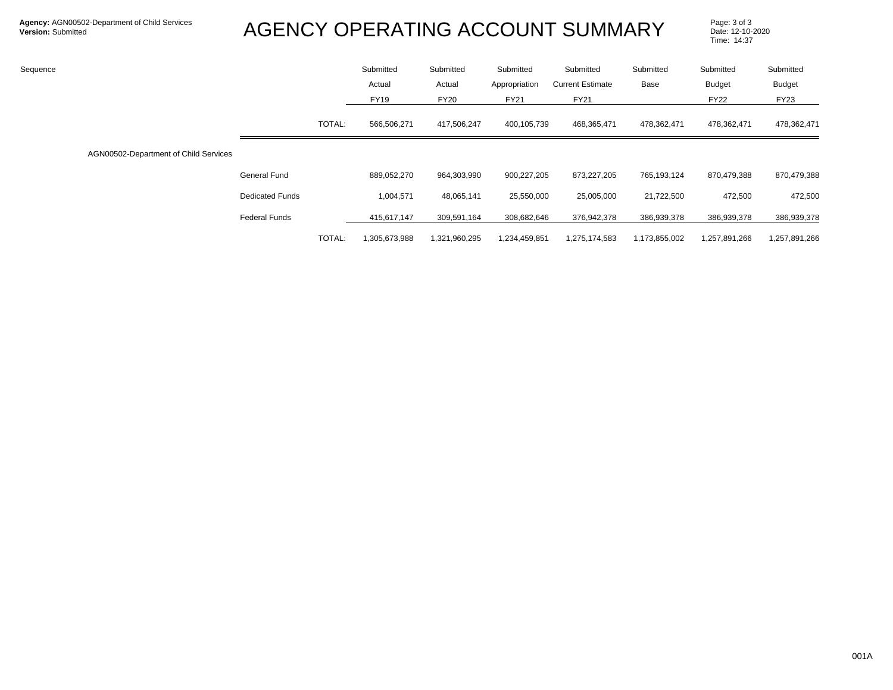# AGENCY OPERATING ACCOUNT SUMMARY

**Agency:** AGN00502-Department of Child Services
**Version:** Submitted

Date: 12-10-2020
Time: 14:37

| Sequence | | | Submitted Actual FY19 | Submitted Actual FY20 | Submitted Appropriation FY21 | Submitted Current Estimate FY21 | Submitted Base | Submitted Budget FY22 | Submitted Budget FY23 |
|---|---|---|---|---|---|---|---|---|---|
| | | TOTAL: | 566,506,271 | 417,506,247 | 400,105,739 | 468,365,471 | 478,362,471 | 478,362,471 | 478,362,471 |
| AGN00502-Department of Child Services | | | | | | | | | |
| | General Fund | | 889,052,270 | 964,303,990 | 900,227,205 | 873,227,205 | 765,193,124 | 870,479,388 | 870,479,388 |
| | Dedicated Funds | | 1,004,571 | 48,065,141 | 25,550,000 | 25,005,000 | 21,722,500 | 472,500 | 472,500 |
| | Federal Funds | | 415,617,147 | 309,591,164 | 308,682,646 | 376,942,378 | 386,939,378 | 386,939,378 | 386,939,378 |
| | | TOTAL: | 1,305,673,988 | 1,321,960,295 | 1,234,459,851 | 1,275,174,583 | 1,173,855,002 | 1,257,891,266 | 1,257,891,266 |

001A